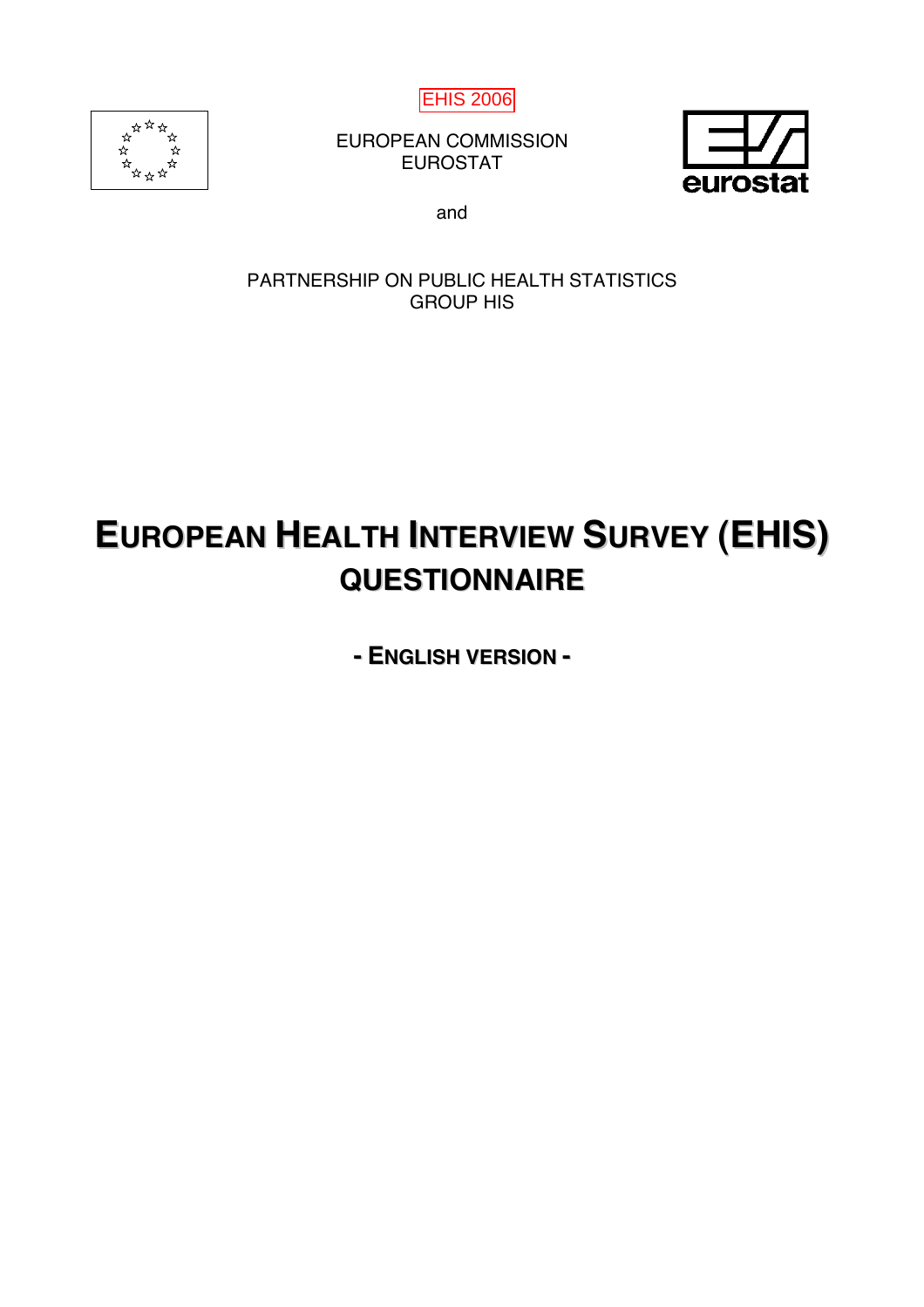EHIS 2006

EUROPEAN COMMISSION
EUROSTAT

eurostat

and

PARTNERSHIP ON PUBLIC HEALTH STATISTICS
GROUP HIS

# EUROPEAN HEALTH INTERVIEW SURVEY (EHIS) QUESTIONNAIRE

**- ENGLISH VERSION -**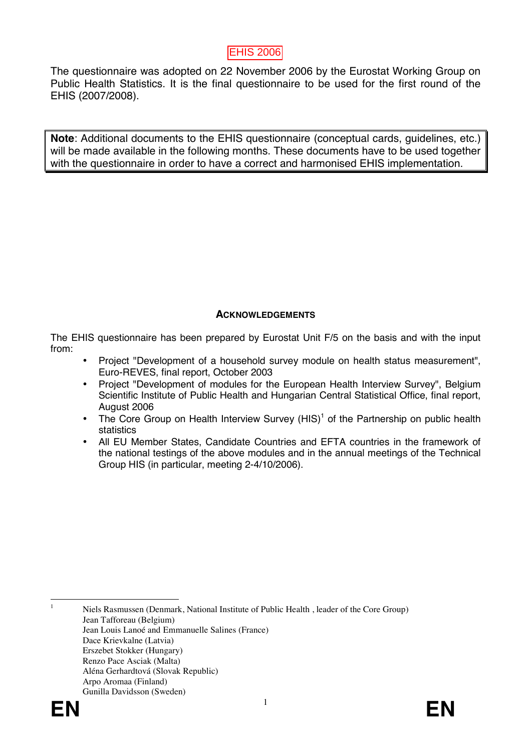EHIS 2006

The questionnaire was adopted on 22 November 2006 by the Eurostat Working Group on Public Health Statistics. It is the final questionnaire to be used for the first round of the EHIS (2007/2008).

> **Note**: Additional documents to the EHIS questionnaire (conceptual cards, guidelines, etc.) will be made available in the following months. These documents have to be used together with the questionnaire in order to have a correct and harmonised EHIS implementation.

## ACKNOWLEDGEMENTS

The EHIS questionnaire has been prepared by Eurostat Unit F/5 on the basis and with the input from:

- Project "Development of a household survey module on health status measurement", Euro-REVES, final report, October 2003
- Project "Development of modules for the European Health Interview Survey", Belgium Scientific Institute of Public Health and Hungarian Central Statistical Office, final report, August 2006
- The Core Group on Health Interview Survey (HIS)[1] of the Partnership on public health statistics
- All EU Member States, Candidate Countries and EFTA countries in the framework of the national testings of the above modules and in the annual meetings of the Technical Group HIS (in particular, meeting 2-4/10/2006).

---

[1] Niels Rasmussen (Denmark, National Institute of Public Health , leader of the Core Group)
Jean Tafforeau (Belgium)
Jean Louis Lanoé and Emmanuelle Salines (France)
Dace Krievkalne (Latvia)
Erszebet Stokker (Hungary)
Renzo Pace Asciak (Malta)
Aléna Gerhardtová (Slovak Republic)
Arpo Aromaa (Finland)
Gunilla Davidsson (Sweden)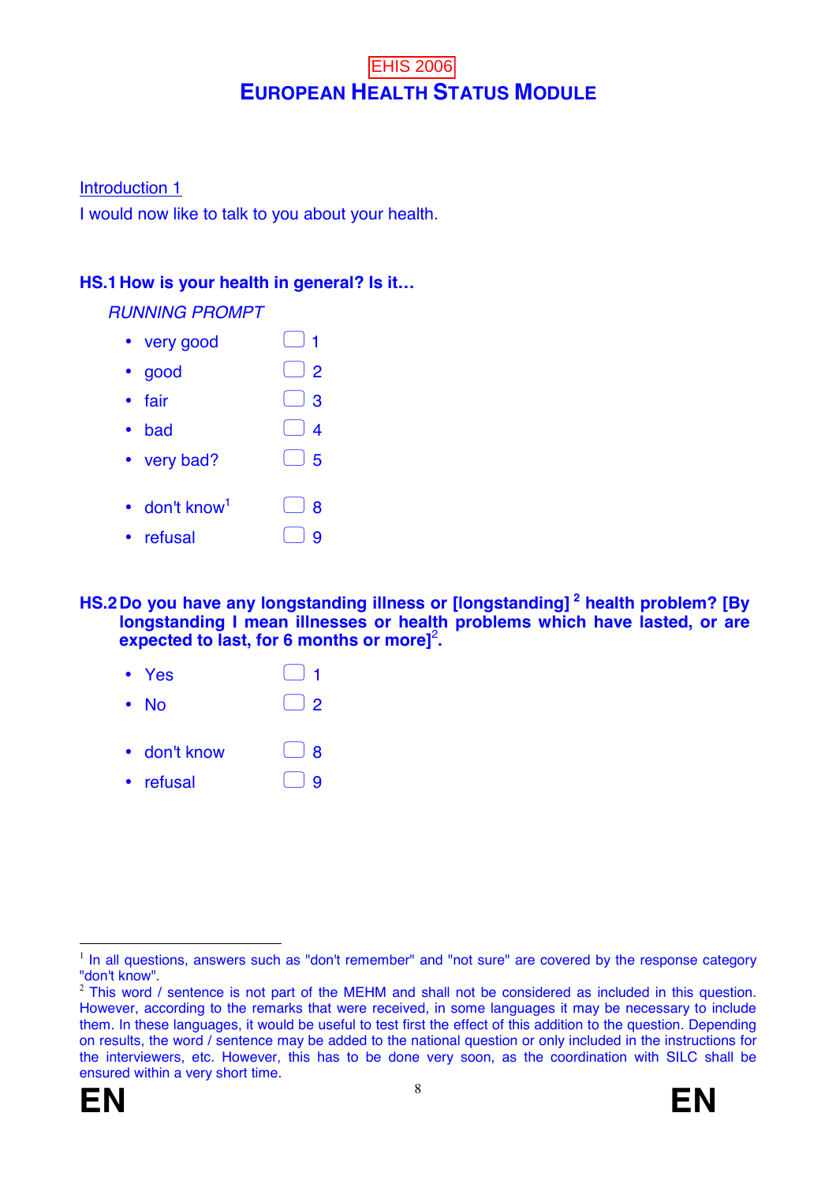EHIS 2006

# EUROPEAN HEALTH STATUS MODULE

Introduction 1

I would now like to talk to you about your health.

**HS.1 How is your health in general? Is it…**

*RUNNING PROMPT*

- very good ☐ 1
- good ☐ 2
- fair ☐ 3
- bad ☐ 4
- very bad? ☐ 5

- don't know[1] ☐ 8
- refusal ☐ 9

**HS.2 Do you have any longstanding illness or [longstanding][2] health problem? [By longstanding I mean illnesses or health problems which have lasted, or are expected to last, for 6 months or more][2].**

- Yes ☐ 1
- No ☐ 2

- don't know ☐ 8
- refusal ☐ 9

---

[1] In all questions, answers such as "don't remember" and "not sure" are covered by the response category "don't know".

[2] This word / sentence is not part of the MEHM and shall not be considered as included in this question. However, according to the remarks that were received, in some languages it may be necessary to include them. In these languages, it would be useful to test first the effect of this addition to the question. Depending on results, the word / sentence may be added to the national question or only included in the instructions for the interviewers, etc. However, this has to be done very soon, as the coordination with SILC shall be ensured within a very short time.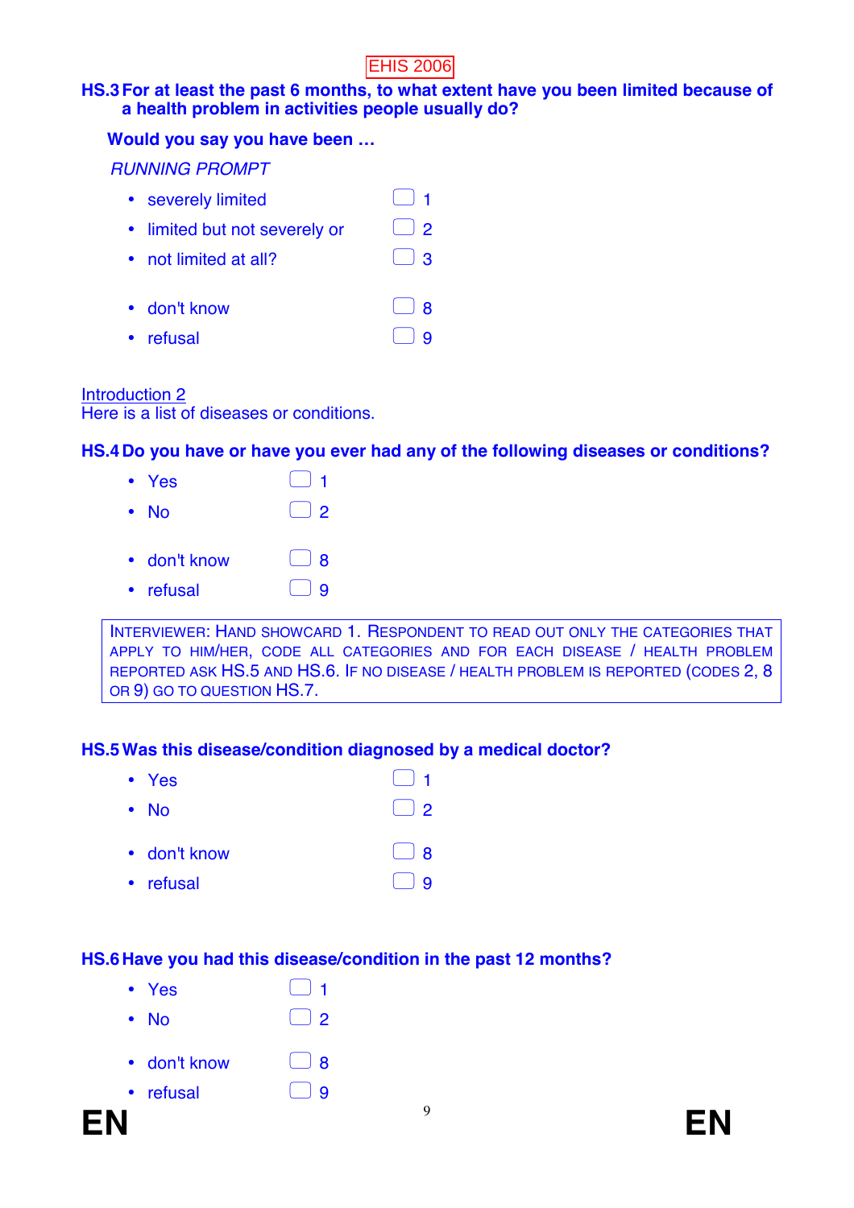EHIS 2006

**HS.3 For at least the past 6 months, to what extent have you been limited because of a health problem in activities people usually do?**

**Would you say you have been …**

*RUNNING PROMPT*

- severely limited ☐ 1
- limited but not severely or ☐ 2
- not limited at all? ☐ 3

- don't know ☐ 8
- refusal ☐ 9

Introduction 2

Here is a list of diseases or conditions.

**HS.4 Do you have or have you ever had any of the following diseases or conditions?**

- Yes ☐ 1
- No ☐ 2

- don't know ☐ 8
- refusal ☐ 9

> INTERVIEWER: HAND SHOWCARD 1. RESPONDENT TO READ OUT ONLY THE CATEGORIES THAT APPLY TO HIM/HER, CODE ALL CATEGORIES AND FOR EACH DISEASE / HEALTH PROBLEM REPORTED ASK HS.5 AND HS.6. IF NO DISEASE / HEALTH PROBLEM IS REPORTED (CODES 2, 8 OR 9) GO TO QUESTION HS.7.

**HS.5 Was this disease/condition diagnosed by a medical doctor?**

- Yes ☐ 1
- No ☐ 2

- don't know ☐ 8
- refusal ☐ 9

**HS.6 Have you had this disease/condition in the past 12 months?**

- Yes ☐ 1
- No ☐ 2

- don't know ☐ 8
- refusal ☐ 9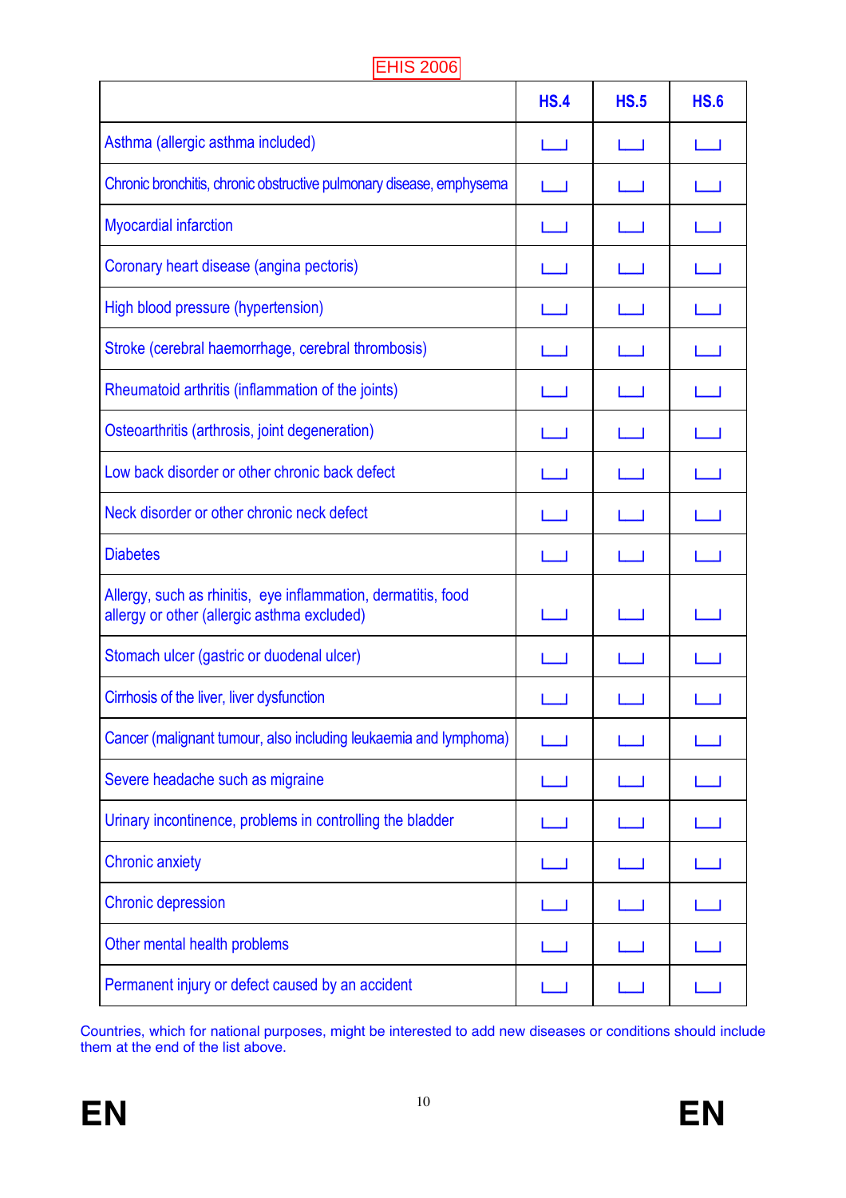EHIS 2006

| | HS.4 | HS.5 | HS.6 |
|---|---|---|---|
| Asthma (allergic asthma included) | ⎵ | ⎵ | ⎵ |
| Chronic bronchitis, chronic obstructive pulmonary disease, emphysema | ⎵ | ⎵ | ⎵ |
| Myocardial infarction | ⎵ | ⎵ | ⎵ |
| Coronary heart disease (angina pectoris) | ⎵ | ⎵ | ⎵ |
| High blood pressure (hypertension) | ⎵ | ⎵ | ⎵ |
| Stroke (cerebral haemorrhage, cerebral thrombosis) | ⎵ | ⎵ | ⎵ |
| Rheumatoid arthritis (inflammation of the joints) | ⎵ | ⎵ | ⎵ |
| Osteoarthritis (arthrosis, joint degeneration) | ⎵ | ⎵ | ⎵ |
| Low back disorder or other chronic back defect | ⎵ | ⎵ | ⎵ |
| Neck disorder or other chronic neck defect | ⎵ | ⎵ | ⎵ |
| Diabetes | ⎵ | ⎵ | ⎵ |
| Allergy, such as rhinitis, eye inflammation, dermatitis, food allergy or other (allergic asthma excluded) | ⎵ | ⎵ | ⎵ |
| Stomach ulcer (gastric or duodenal ulcer) | ⎵ | ⎵ | ⎵ |
| Cirrhosis of the liver, liver dysfunction | ⎵ | ⎵ | ⎵ |
| Cancer (malignant tumour, also including leukaemia and lymphoma) | ⎵ | ⎵ | ⎵ |
| Severe headache such as migraine | ⎵ | ⎵ | ⎵ |
| Urinary incontinence, problems in controlling the bladder | ⎵ | ⎵ | ⎵ |
| Chronic anxiety | ⎵ | ⎵ | ⎵ |
| Chronic depression | ⎵ | ⎵ | ⎵ |
| Other mental health problems | ⎵ | ⎵ | ⎵ |
| Permanent injury or defect caused by an accident | ⎵ | ⎵ | ⎵ |

Countries, which for national purposes, might be interested to add new diseases or conditions should include them at the end of the list above.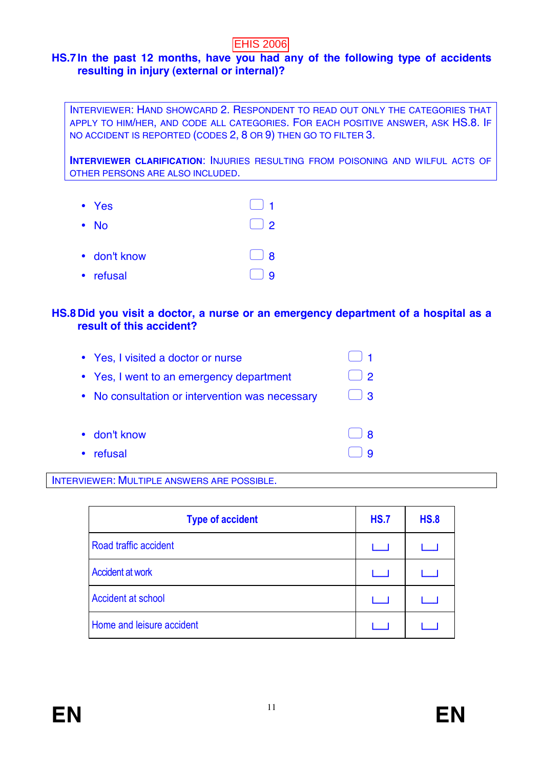EHIS 2006

**HS.7 In the past 12 months, have you had any of the following type of accidents resulting in injury (external or internal)?**

INTERVIEWER: HAND SHOWCARD 2. RESPONDENT TO READ OUT ONLY THE CATEGORIES THAT APPLY TO HIM/HER, AND CODE ALL CATEGORIES. FOR EACH POSITIVE ANSWER, ASK HS.8. IF NO ACCIDENT IS REPORTED (CODES 2, 8 OR 9) THEN GO TO FILTER 3.

**INTERVIEWER CLARIFICATION**: INJURIES RESULTING FROM POISONING AND WILFUL ACTS OF OTHER PERSONS ARE ALSO INCLUDED.

- Yes ☐ 1
- No ☐ 2
- don't know ☐ 8
- refusal ☐ 9

**HS.8 Did you visit a doctor, a nurse or an emergency department of a hospital as a result of this accident?**

- Yes, I visited a doctor or nurse ☐ 1
- Yes, I went to an emergency department ☐ 2
- No consultation or intervention was necessary ☐ 3
- don't know ☐ 8
- refusal ☐ 9

INTERVIEWER: MULTIPLE ANSWERS ARE POSSIBLE.

| Type of accident | HS.7 | HS.8 |
|---|---|---|
| Road traffic accident | └─┘ | └─┘ |
| Accident at work | └─┘ | └─┘ |
| Accident at school | └─┘ | └─┘ |
| Home and leisure accident | └─┘ | └─┘ |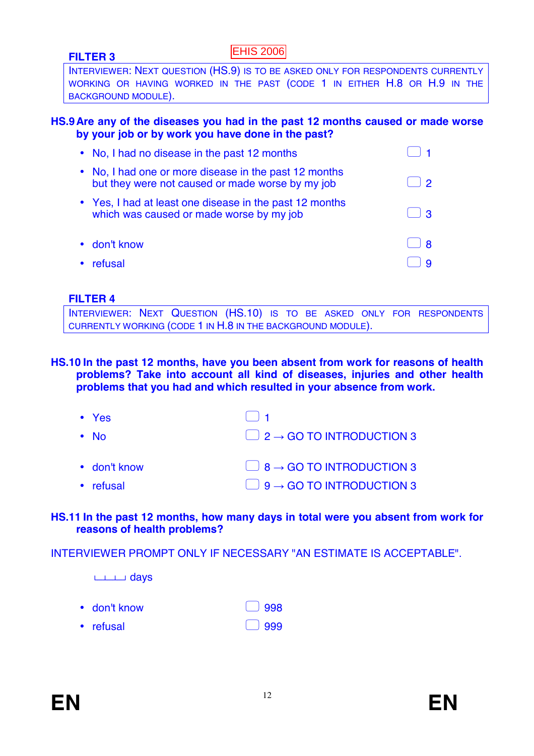EHIS 2006

**FILTER 3**

INTERVIEWER: NEXT QUESTION (HS.9) IS TO BE ASKED ONLY FOR RESPONDENTS CURRENTLY WORKING OR HAVING WORKED IN THE PAST (CODE 1 IN EITHER H.8 OR H.9 IN THE BACKGROUND MODULE).

**HS.9 Are any of the diseases you had in the past 12 months caused or made worse by your job or by work you have done in the past?**

- No, I had no disease in the past 12 months ☐ 1
- No, I had one or more disease in the past 12 months but they were not caused or made worse by my job ☐ 2
- Yes, I had at least one disease in the past 12 months which was caused or made worse by my job ☐ 3
- don't know ☐ 8
- refusal ☐ 9

**FILTER 4**

INTERVIEWER: NEXT QUESTION (HS.10) IS TO BE ASKED ONLY FOR RESPONDENTS CURRENTLY WORKING (CODE 1 IN H.8 IN THE BACKGROUND MODULE).

**HS.10 In the past 12 months, have you been absent from work for reasons of health problems? Take into account all kind of diseases, injuries and other health problems that you had and which resulted in your absence from work.**

- Yes ☐ 1
- No ☐ 2 → GO TO INTRODUCTION 3
- don't know ☐ 8 → GO TO INTRODUCTION 3
- refusal ☐ 9 → GO TO INTRODUCTION 3

**HS.11 In the past 12 months, how many days in total were you absent from work for reasons of health problems?**

INTERVIEWER PROMPT ONLY IF NECESSARY "AN ESTIMATE IS ACCEPTABLE".

|_|_|_| days

- don't know ☐ 998
- refusal ☐ 999